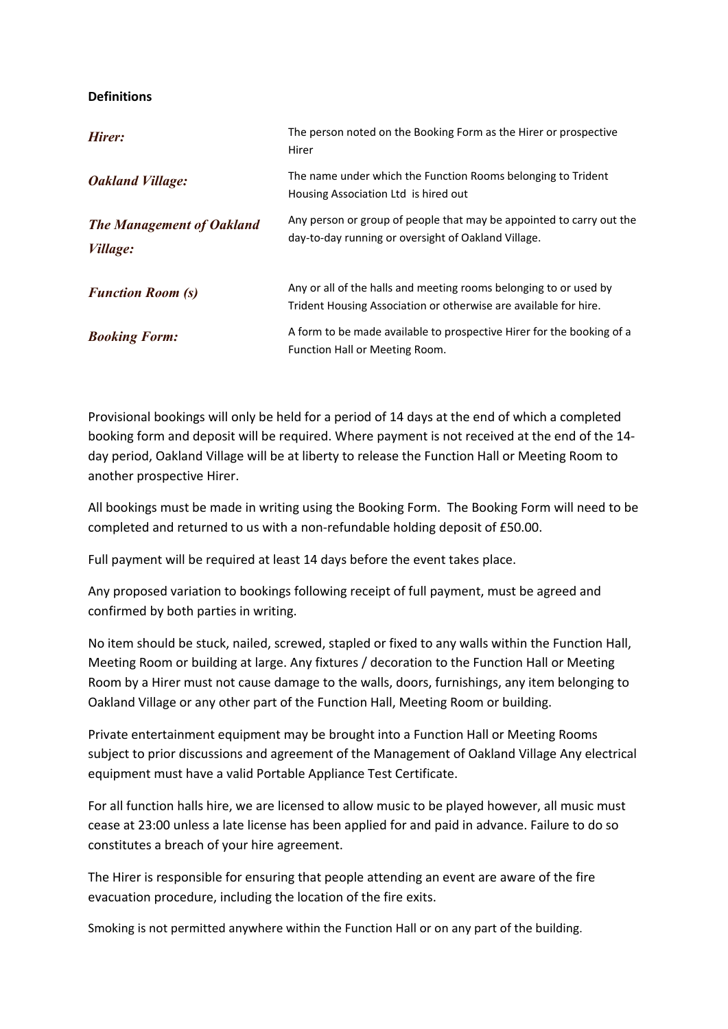**Definitions**

| | |
|---|---|
| ***Hirer:*** | The person noted on the Booking Form as the Hirer or prospective Hirer |
| ***Oakland Village:*** | The name under which the Function Rooms belonging to Trident Housing Association Ltd is hired out |
| ***The Management of Oakland Village:*** | Any person or group of people that may be appointed to carry out the day-to-day running or oversight of Oakland Village. |
| ***Function Room (s)*** | Any or all of the halls and meeting rooms belonging to or used by Trident Housing Association or otherwise are available for hire. |
| ***Booking Form:*** | A form to be made available to prospective Hirer for the booking of a Function Hall or Meeting Room. |

Provisional bookings will only be held for a period of 14 days at the end of which a completed booking form and deposit will be required. Where payment is not received at the end of the 14-day period, Oakland Village will be at liberty to release the Function Hall or Meeting Room to another prospective Hirer.

All bookings must be made in writing using the Booking Form. The Booking Form will need to be completed and returned to us with a non-refundable holding deposit of £50.00.

Full payment will be required at least 14 days before the event takes place.

Any proposed variation to bookings following receipt of full payment, must be agreed and confirmed by both parties in writing.

No item should be stuck, nailed, screwed, stapled or fixed to any walls within the Function Hall, Meeting Room or building at large. Any fixtures / decoration to the Function Hall or Meeting Room by a Hirer must not cause damage to the walls, doors, furnishings, any item belonging to Oakland Village or any other part of the Function Hall, Meeting Room or building.

Private entertainment equipment may be brought into a Function Hall or Meeting Rooms subject to prior discussions and agreement of the Management of Oakland Village Any electrical equipment must have a valid Portable Appliance Test Certificate.

For all function halls hire, we are licensed to allow music to be played however, all music must cease at 23:00 unless a late license has been applied for and paid in advance. Failure to do so constitutes a breach of your hire agreement.

The Hirer is responsible for ensuring that people attending an event are aware of the fire evacuation procedure, including the location of the fire exits.

Smoking is not permitted anywhere within the Function Hall or on any part of the building.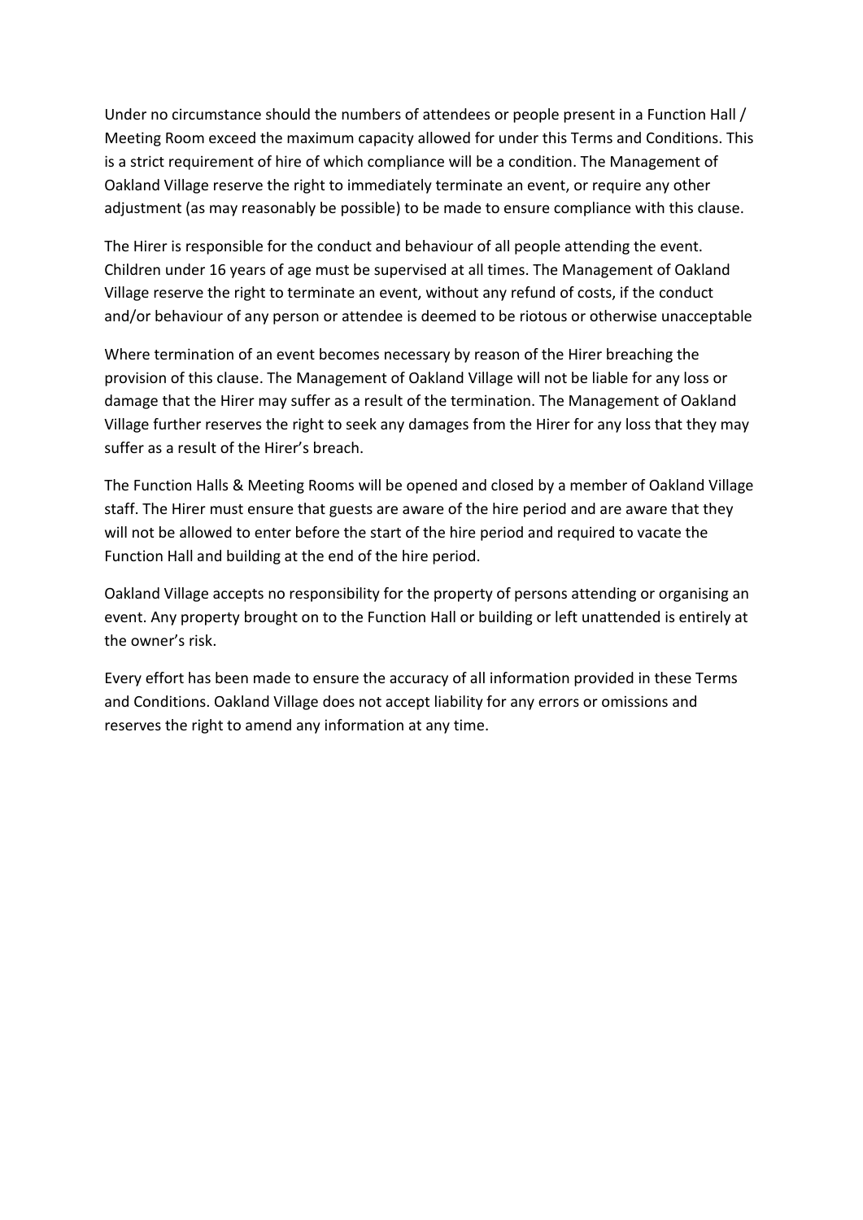Under no circumstance should the numbers of attendees or people present in a Function Hall / Meeting Room exceed the maximum capacity allowed for under this Terms and Conditions. This is a strict requirement of hire of which compliance will be a condition. The Management of Oakland Village reserve the right to immediately terminate an event, or require any other adjustment (as may reasonably be possible) to be made to ensure compliance with this clause.

The Hirer is responsible for the conduct and behaviour of all people attending the event. Children under 16 years of age must be supervised at all times. The Management of Oakland Village reserve the right to terminate an event, without any refund of costs, if the conduct and/or behaviour of any person or attendee is deemed to be riotous or otherwise unacceptable

Where termination of an event becomes necessary by reason of the Hirer breaching the provision of this clause. The Management of Oakland Village will not be liable for any loss or damage that the Hirer may suffer as a result of the termination. The Management of Oakland Village further reserves the right to seek any damages from the Hirer for any loss that they may suffer as a result of the Hirer's breach.

The Function Halls & Meeting Rooms will be opened and closed by a member of Oakland Village staff. The Hirer must ensure that guests are aware of the hire period and are aware that they will not be allowed to enter before the start of the hire period and required to vacate the Function Hall and building at the end of the hire period.

Oakland Village accepts no responsibility for the property of persons attending or organising an event. Any property brought on to the Function Hall or building or left unattended is entirely at the owner's risk.

Every effort has been made to ensure the accuracy of all information provided in these Terms and Conditions. Oakland Village does not accept liability for any errors or omissions and reserves the right to amend any information at any time.